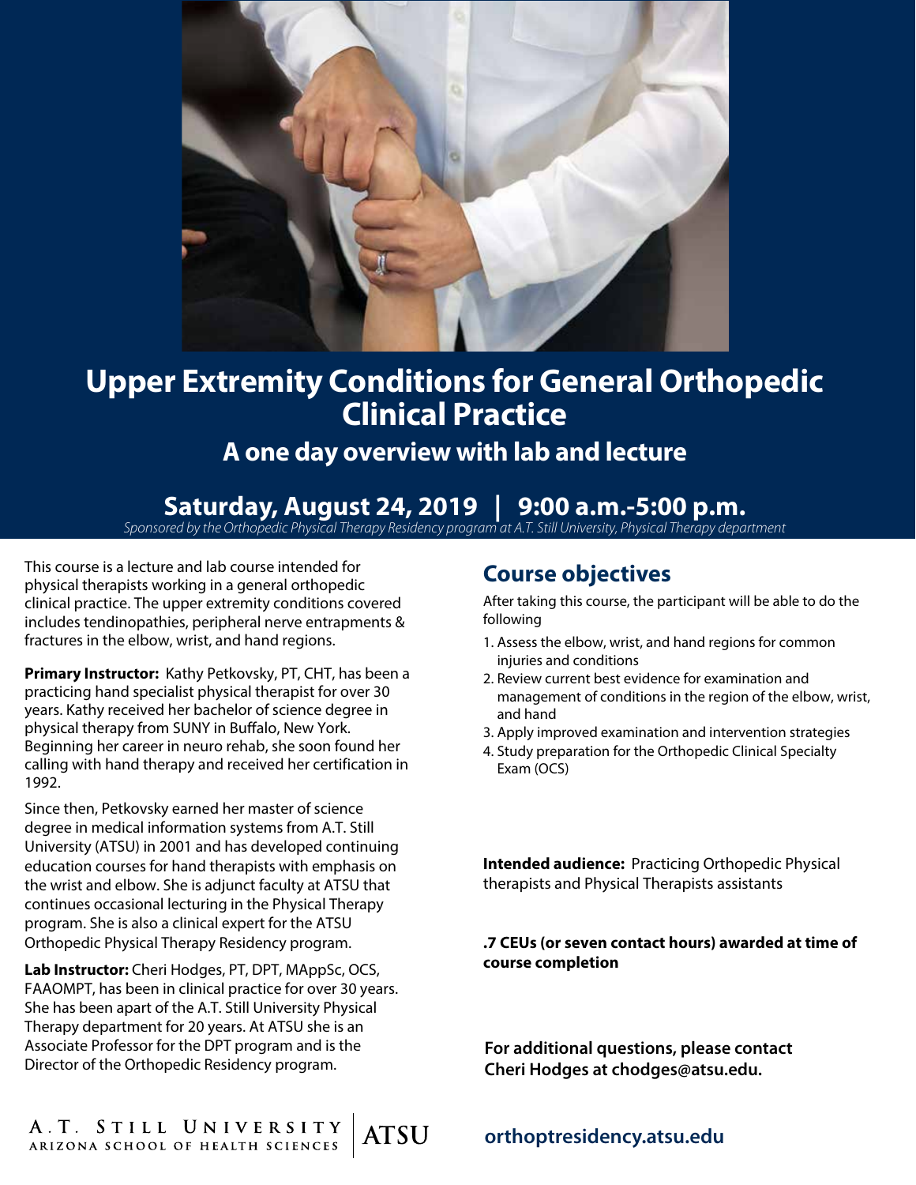# Upper Extremity Conditions for General Orthopedic Clinical Practice

## A one day overview with lab and lecture

## Saturday, August 24, 2019 | 9:00 a.m.-5:00 p.m.

*Sponsored by the Orthopedic Physical Therapy Residency program at A.T. Still University, Physical Therapy department*

This course is a lecture and lab course intended for physical therapists working in a general orthopedic clinical practice. The upper extremity conditions covered includes tendinopathies, peripheral nerve entrapments & fractures in the elbow, wrist, and hand regions.

**Primary Instructor:** Kathy Petkovsky, PT, CHT, has been a practicing hand specialist physical therapist for over 30 years. Kathy received her bachelor of science degree in physical therapy from SUNY in Buffalo, New York. Beginning her career in neuro rehab, she soon found her calling with hand therapy and received her certification in 1992.

Since then, Petkovsky earned her master of science degree in medical information systems from A.T. Still University (ATSU) in 2001 and has developed continuing education courses for hand therapists with emphasis on the wrist and elbow. She is adjunct faculty at ATSU that continues occasional lecturing in the Physical Therapy program. She is also a clinical expert for the ATSU Orthopedic Physical Therapy Residency program.

**Lab Instructor:** Cheri Hodges, PT, DPT, MAppSc, OCS, FAAOMPT, has been in clinical practice for over 30 years. She has been apart of the A.T. Still University Physical Therapy department for 20 years. At ATSU she is an Associate Professor for the DPT program and is the Director of the Orthopedic Residency program.

## Course objectives

After taking this course, the participant will be able to do the following

1. Assess the elbow, wrist, and hand regions for common injuries and conditions
2. Review current best evidence for examination and management of conditions in the region of the elbow, wrist, and hand
3. Apply improved examination and intervention strategies
4. Study preparation for the Orthopedic Clinical Specialty Exam (OCS)

**Intended audience:** Practicing Orthopedic Physical therapists and Physical Therapists assistants

**.7 CEUs (or seven contact hours) awarded at time of course completion**

**For additional questions, please contact Cheri Hodges at chodges@atsu.edu.**

A.T. STILL UNIVERSITY
ARIZONA SCHOOL OF HEALTH SCIENCES | ATSU

**orthoptresidency.atsu.edu**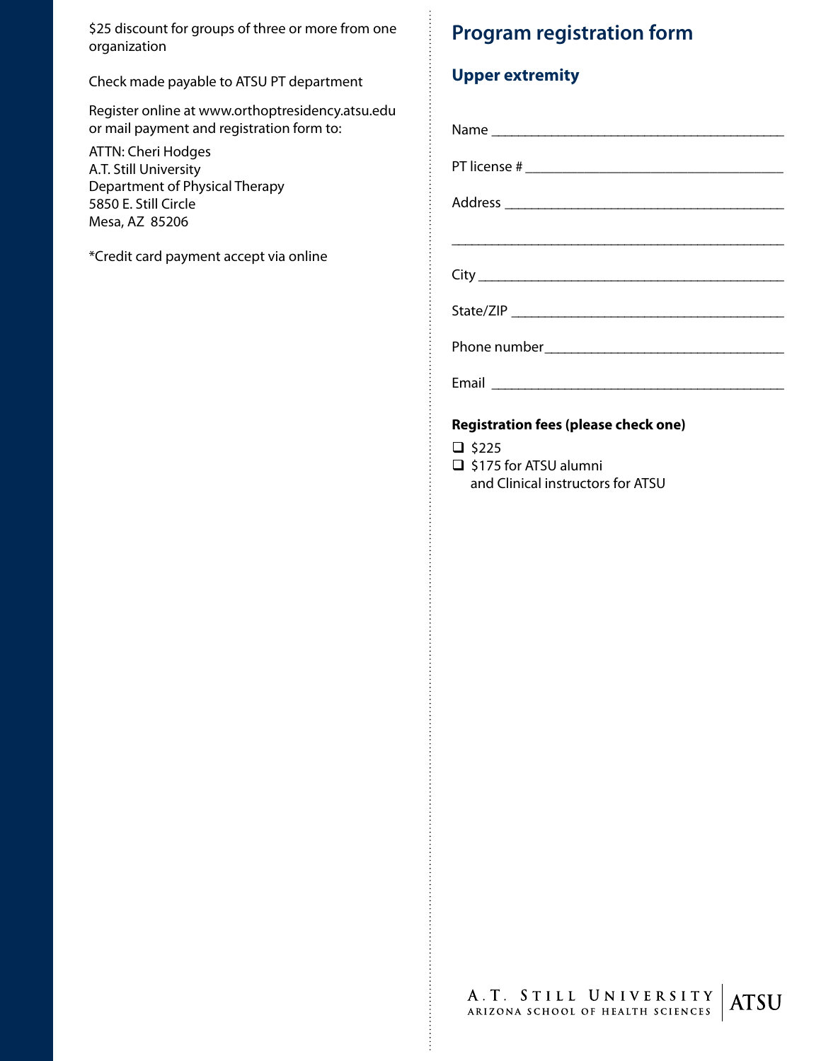$25 discount for groups of three or more from one organization

Check made payable to ATSU PT department

Register online at www.orthoptresidency.atsu.edu or mail payment and registration form to:

ATTN: Cheri Hodges
A.T. Still University
Department of Physical Therapy
5850 E. Still Circle
Mesa, AZ 85206

*Credit card payment accept via online

# Program registration form

## Upper extremity

Name ________________________________________

PT license # __________________________________

Address ______________________________________

______________________________________________

City _________________________________________

State/ZIP _____________________________________

Phone number_________________________________

Email ________________________________________

**Registration fees (please check one)**

- ❑ $225
- ❑ $175 for ATSU alumni and Clinical instructors for ATSU

A.T. Still University
Arizona School of Health Sciences
ATSU